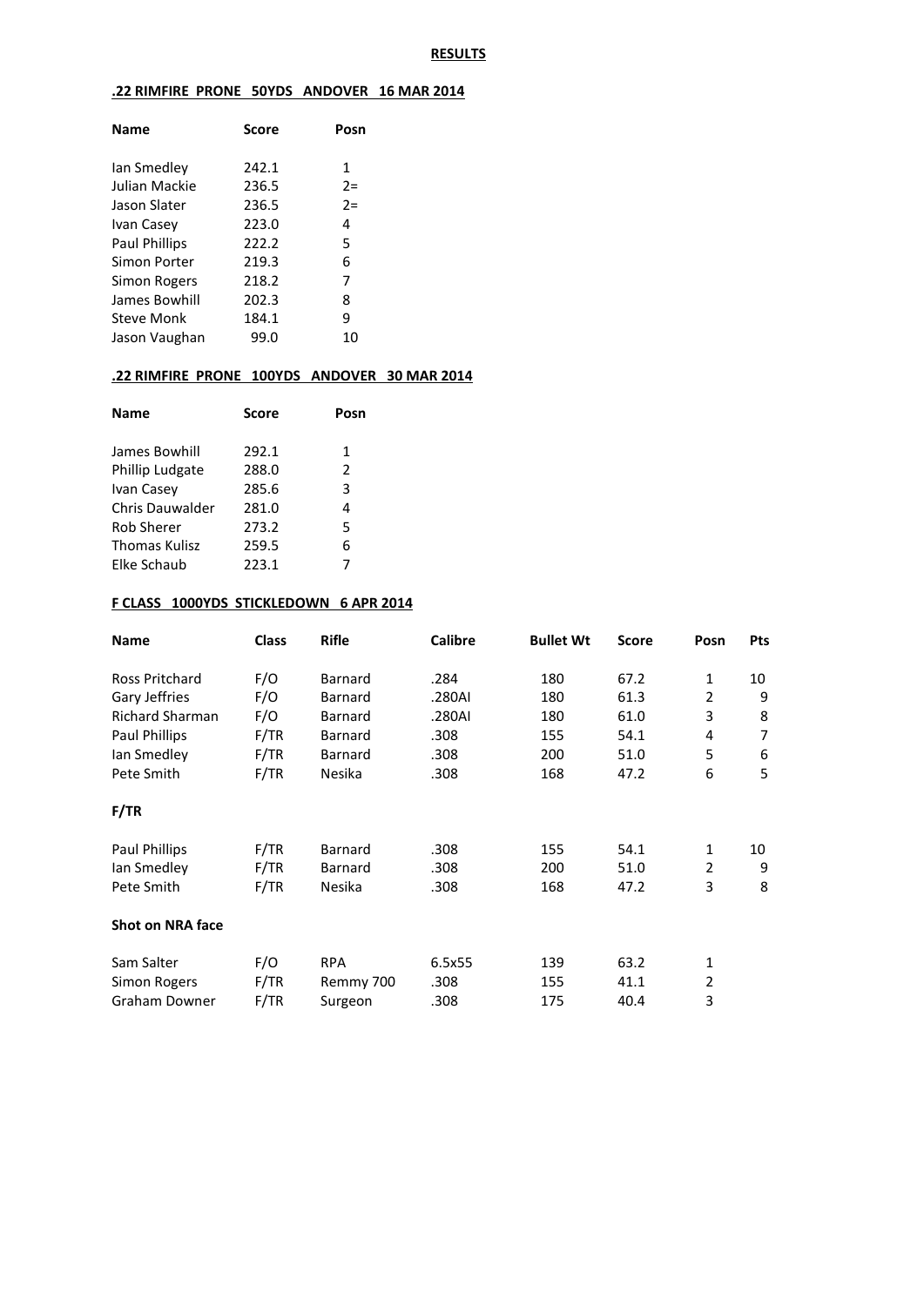**RESULTS**

**.22 RIMFIRE PRONE 50YDS ANDOVER 16 MAR 2014**

| Name | Score | Posn |
|---|---|---|
| Ian Smedley | 242.1 | 1 |
| Julian Mackie | 236.5 | 2= |
| Jason Slater | 236.5 | 2= |
| Ivan Casey | 223.0 | 4 |
| Paul Phillips | 222.2 | 5 |
| Simon Porter | 219.3 | 6 |
| Simon Rogers | 218.2 | 7 |
| James Bowhill | 202.3 | 8 |
| Steve Monk | 184.1 | 9 |
| Jason Vaughan | 99.0 | 10 |

**.22 RIMFIRE PRONE 100YDS ANDOVER 30 MAR 2014**

| Name | Score | Posn |
|---|---|---|
| James Bowhill | 292.1 | 1 |
| Phillip Ludgate | 288.0 | 2 |
| Ivan Casey | 285.6 | 3 |
| Chris Dauwalder | 281.0 | 4 |
| Rob Sherer | 273.2 | 5 |
| Thomas Kulisz | 259.5 | 6 |
| Elke Schaub | 223.1 | 7 |

**F CLASS 1000YDS STICKLEDOWN 6 APR 2014**

| Name | Class | Rifle | Calibre | Bullet Wt | Score | Posn | Pts |
|---|---|---|---|---|---|---|---|
| Ross Pritchard | F/O | Barnard | .284 | 180 | 67.2 | 1 | 10 |
| Gary Jeffries | F/O | Barnard | .280AI | 180 | 61.3 | 2 | 9 |
| Richard Sharman | F/O | Barnard | .280AI | 180 | 61.0 | 3 | 8 |
| Paul Phillips | F/TR | Barnard | .308 | 155 | 54.1 | 4 | 7 |
| Ian Smedley | F/TR | Barnard | .308 | 200 | 51.0 | 5 | 6 |
| Pete Smith | F/TR | Nesika | .308 | 168 | 47.2 | 6 | 5 |
| **F/TR** | | | | | | | |
| Paul Phillips | F/TR | Barnard | .308 | 155 | 54.1 | 1 | 10 |
| Ian Smedley | F/TR | Barnard | .308 | 200 | 51.0 | 2 | 9 |
| Pete Smith | F/TR | Nesika | .308 | 168 | 47.2 | 3 | 8 |
| **Shot on NRA face** | | | | | | | |
| Sam Salter | F/O | RPA | 6.5x55 | 139 | 63.2 | 1 | |
| Simon Rogers | F/TR | Remmy 700 | .308 | 155 | 41.1 | 2 | |
| Graham Downer | F/TR | Surgeon | .308 | 175 | 40.4 | 3 | |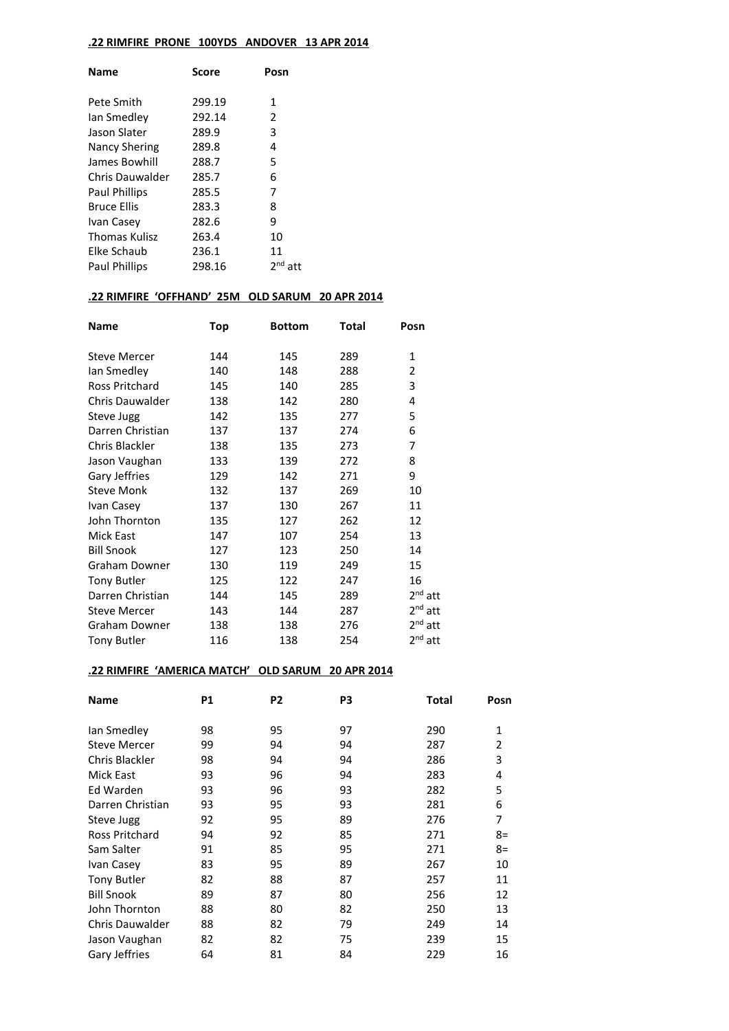**.22 RIMFIRE PRONE 100YDS ANDOVER 13 APR 2014**

| Name | Score | Posn |
|---|---|---|
| Pete Smith | 299.19 | 1 |
| Ian Smedley | 292.14 | 2 |
| Jason Slater | 289.9 | 3 |
| Nancy Shering | 289.8 | 4 |
| James Bowhill | 288.7 | 5 |
| Chris Dauwalder | 285.7 | 6 |
| Paul Phillips | 285.5 | 7 |
| Bruce Ellis | 283.3 | 8 |
| Ivan Casey | 282.6 | 9 |
| Thomas Kulisz | 263.4 | 10 |
| Elke Schaub | 236.1 | 11 |
| Paul Phillips | 298.16 | 2nd att |

**.22 RIMFIRE 'OFFHAND' 25M OLD SARUM 20 APR 2014**

| Name | Top | Bottom | Total | Posn |
|---|---|---|---|---|
| Steve Mercer | 144 | 145 | 289 | 1 |
| Ian Smedley | 140 | 148 | 288 | 2 |
| Ross Pritchard | 145 | 140 | 285 | 3 |
| Chris Dauwalder | 138 | 142 | 280 | 4 |
| Steve Jugg | 142 | 135 | 277 | 5 |
| Darren Christian | 137 | 137 | 274 | 6 |
| Chris Blackler | 138 | 135 | 273 | 7 |
| Jason Vaughan | 133 | 139 | 272 | 8 |
| Gary Jeffries | 129 | 142 | 271 | 9 |
| Steve Monk | 132 | 137 | 269 | 10 |
| Ivan Casey | 137 | 130 | 267 | 11 |
| John Thornton | 135 | 127 | 262 | 12 |
| Mick East | 147 | 107 | 254 | 13 |
| Bill Snook | 127 | 123 | 250 | 14 |
| Graham Downer | 130 | 119 | 249 | 15 |
| Tony Butler | 125 | 122 | 247 | 16 |
| Darren Christian | 144 | 145 | 289 | 2nd att |
| Steve Mercer | 143 | 144 | 287 | 2nd att |
| Graham Downer | 138 | 138 | 276 | 2nd att |
| Tony Butler | 116 | 138 | 254 | 2nd att |

**.22 RIMFIRE 'AMERICA MATCH' OLD SARUM 20 APR 2014**

| Name | P1 | P2 | P3 | Total | Posn |
|---|---|---|---|---|---|
| Ian Smedley | 98 | 95 | 97 | 290 | 1 |
| Steve Mercer | 99 | 94 | 94 | 287 | 2 |
| Chris Blackler | 98 | 94 | 94 | 286 | 3 |
| Mick East | 93 | 96 | 94 | 283 | 4 |
| Ed Warden | 93 | 96 | 93 | 282 | 5 |
| Darren Christian | 93 | 95 | 93 | 281 | 6 |
| Steve Jugg | 92 | 95 | 89 | 276 | 7 |
| Ross Pritchard | 94 | 92 | 85 | 271 | 8= |
| Sam Salter | 91 | 85 | 95 | 271 | 8= |
| Ivan Casey | 83 | 95 | 89 | 267 | 10 |
| Tony Butler | 82 | 88 | 87 | 257 | 11 |
| Bill Snook | 89 | 87 | 80 | 256 | 12 |
| John Thornton | 88 | 80 | 82 | 250 | 13 |
| Chris Dauwalder | 88 | 82 | 79 | 249 | 14 |
| Jason Vaughan | 82 | 82 | 75 | 239 | 15 |
| Gary Jeffries | 64 | 81 | 84 | 229 | 16 |